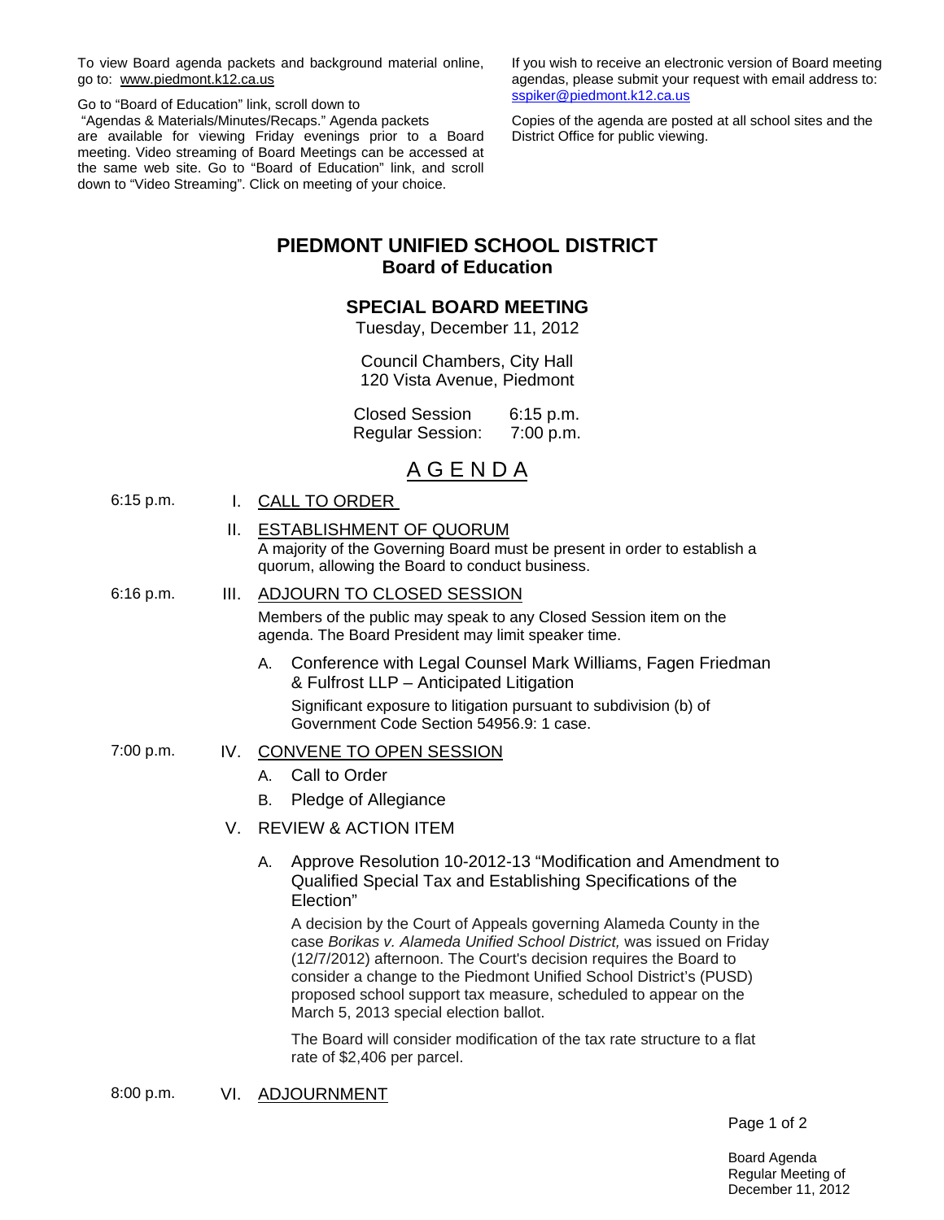To view Board agenda packets and background material online, go to: www.piedmont.k12.ca.us

Go to "Board of Education" link, scroll down to "Agendas & Materials/Minutes/Recaps." Agenda packets are available for viewing Friday evenings prior to a Board meeting. Video streaming of Board Meetings can be accessed at the same web site. Go to "Board of Education" link, and scroll down to "Video Streaming". Click on meeting of your choice.

If you wish to receive an electronic version of Board meeting agendas, please submit your request with email address to: sspiker@piedmont.k12.ca.us

Copies of the agenda are posted at all school sites and the District Office for public viewing.

# PIEDMONT UNIFIED SCHOOL DISTRICT
## Board of Education

## SPECIAL BOARD MEETING

Tuesday, December 11, 2012

Council Chambers, City Hall
120 Vista Avenue, Piedmont

Closed Session 6:15 p.m.
Regular Session: 7:00 p.m.

# A G E N D A

6:15 p.m. **I. CALL TO ORDER**

**II. ESTABLISHMENT OF QUORUM**

A majority of the Governing Board must be present in order to establish a quorum, allowing the Board to conduct business.

6:16 p.m. **III. ADJOURN TO CLOSED SESSION**

Members of the public may speak to any Closed Session item on the agenda. The Board President may limit speaker time.

A. Conference with Legal Counsel Mark Williams, Fagen Friedman & Fulfrost LLP – Anticipated Litigation

Significant exposure to litigation pursuant to subdivision (b) of Government Code Section 54956.9: 1 case.

7:00 p.m. **IV. CONVENE TO OPEN SESSION**

A. Call to Order

B. Pledge of Allegiance

**V. REVIEW & ACTION ITEM**

A. Approve Resolution 10-2012-13 "Modification and Amendment to Qualified Special Tax and Establishing Specifications of the Election"

A decision by the Court of Appeals governing Alameda County in the case *Borikas v. Alameda Unified School District,* was issued on Friday (12/7/2012) afternoon. The Court's decision requires the Board to consider a change to the Piedmont Unified School District's (PUSD) proposed school support tax measure, scheduled to appear on the March 5, 2013 special election ballot.

The Board will consider modification of the tax rate structure to a flat rate of $2,406 per parcel.

8:00 p.m. **VI. ADJOURNMENT**

Board Agenda
Regular Meeting of
December 11, 2012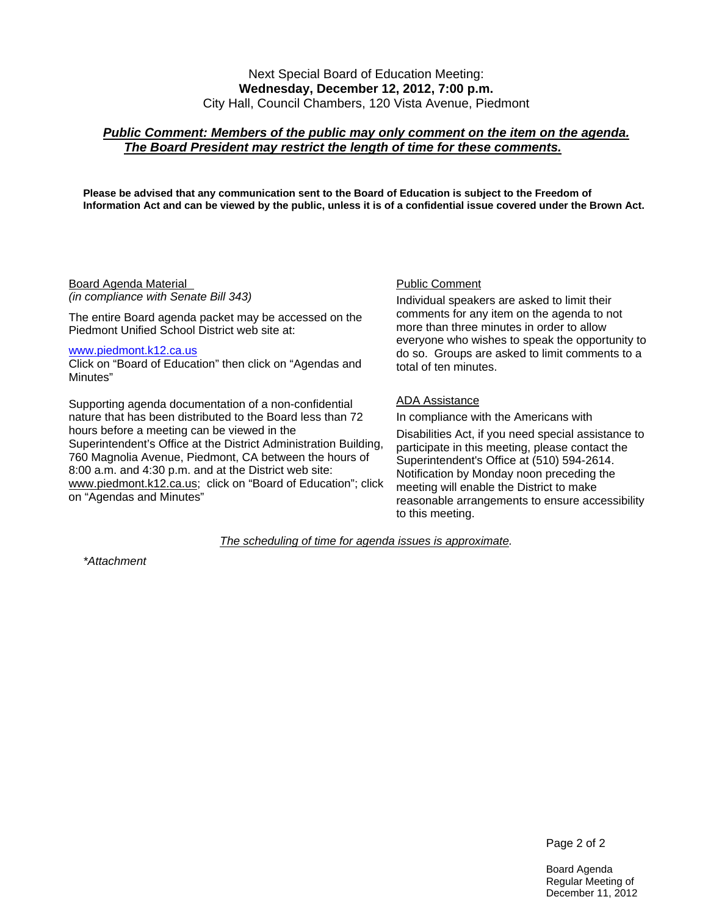Next Special Board of Education Meeting:
**Wednesday, December 12, 2012, 7:00 p.m.**
City Hall, Council Chambers, 120 Vista Avenue, Piedmont

***Public Comment: Members of the public may only comment on the item on the agenda. The Board President may restrict the length of time for these comments.***

**Please be advised that any communication sent to the Board of Education is subject to the Freedom of Information Act and can be viewed by the public, unless it is of a confidential issue covered under the Brown Act.**

Board Agenda Material
*(in compliance with Senate Bill 343)*

The entire Board agenda packet may be accessed on the Piedmont Unified School District web site at:

www.piedmont.k12.ca.us
Click on "Board of Education" then click on "Agendas and Minutes"

Supporting agenda documentation of a non-confidential nature that has been distributed to the Board less than 72 hours before a meeting can be viewed in the Superintendent's Office at the District Administration Building, 760 Magnolia Avenue, Piedmont, CA between the hours of 8:00 a.m. and 4:30 p.m. and at the District web site: www.piedmont.k12.ca.us; click on "Board of Education"; click on "Agendas and Minutes"

Public Comment

Individual speakers are asked to limit their comments for any item on the agenda to not more than three minutes in order to allow everyone who wishes to speak the opportunity to do so. Groups are asked to limit comments to a total of ten minutes.

ADA Assistance

In compliance with the Americans with Disabilities Act, if you need special assistance to participate in this meeting, please contact the Superintendent's Office at (510) 594-2614. Notification by Monday noon preceding the meeting will enable the District to make reasonable arrangements to ensure accessibility to this meeting.

*The scheduling of time for agenda issues is approximate.*

*\*Attachment*

Board Agenda
Regular Meeting of
December 11, 2012